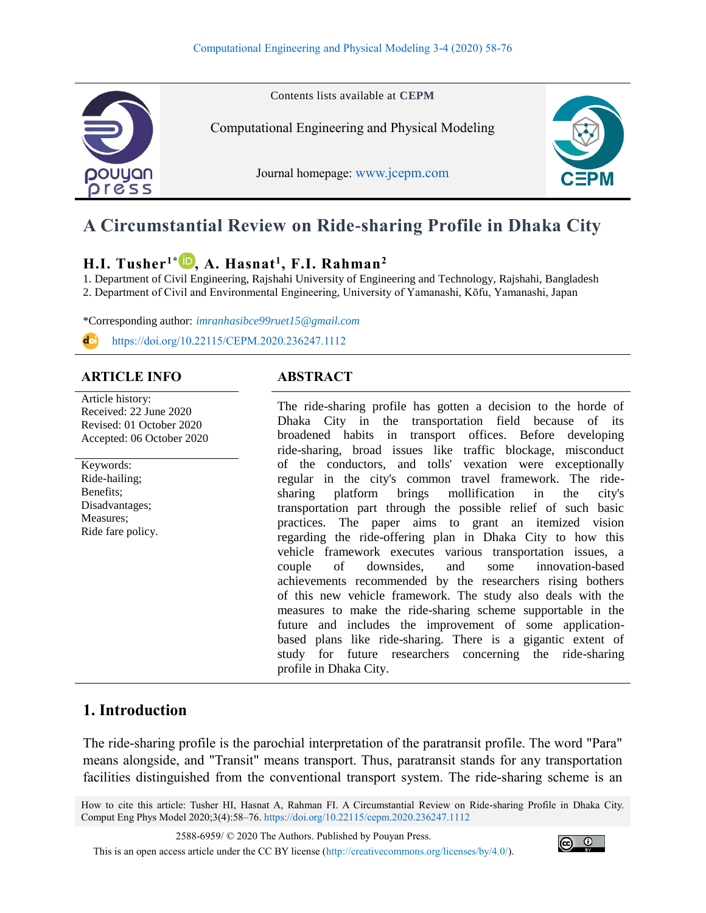Contents lists available at **CEPM**

Computational Engineering and Physical Modeling

Journal homepage: www.jcepm.com

# A Circumstantial Review on Ride-sharing Profile in Dhaka City

**H.I. Tusher[1*], A. Hasnat[1], F.I. Rahman[2]**

1. Department of Civil Engineering, Rajshahi University of Engineering and Technology, Rajshahi, Bangladesh
2. Department of Civil and Environmental Engineering, University of Yamanashi, Kōfu, Yamanashi, Japan

*Corresponding author: *imranhasibce99ruet15@gmail.com*

https://doi.org/10.22115/CEPM.2020.236247.1112

## ARTICLE INFO

Article history:
Received: 22 June 2020
Revised: 01 October 2020
Accepted: 06 October 2020

Keywords:
Ride-hailing;
Benefits;
Disadvantages;
Measures;
Ride fare policy.

## ABSTRACT

The ride-sharing profile has gotten a decision to the horde of Dhaka City in the transportation field because of its broadened habits in transport offices. Before developing ride-sharing, broad issues like traffic blockage, misconduct of the conductors, and tolls' vexation were exceptionally regular in the city's common travel framework. The ride-sharing platform brings mollification in the city's transportation part through the possible relief of such basic practices. The paper aims to grant an itemized vision regarding the ride-offering plan in Dhaka City to how this vehicle framework executes various transportation issues, a couple of downsides, and some innovation-based achievements recommended by the researchers rising bothers of this new vehicle framework. The study also deals with the measures to make the ride-sharing scheme supportable in the future and includes the improvement of some application-based plans like ride-sharing. There is a gigantic extent of study for future researchers concerning the ride-sharing profile in Dhaka City.

## 1. Introduction

The ride-sharing profile is the parochial interpretation of the paratransit profile. The word "Para" means alongside, and "Transit" means transport. Thus, paratransit stands for any transportation facilities distinguished from the conventional transport system. The ride-sharing scheme is an

How to cite this article: Tusher HI, Hasnat A, Rahman FI. A Circumstantial Review on Ride-sharing Profile in Dhaka City. Comput Eng Phys Model 2020;3(4):58–76. https://doi.org/10.22115/cepm.2020.236247.1112

2588-6959/ © 2020 The Authors. Published by Pouyan Press.
This is an open access article under the CC BY license (http://creativecommons.org/licenses/by/4.0/).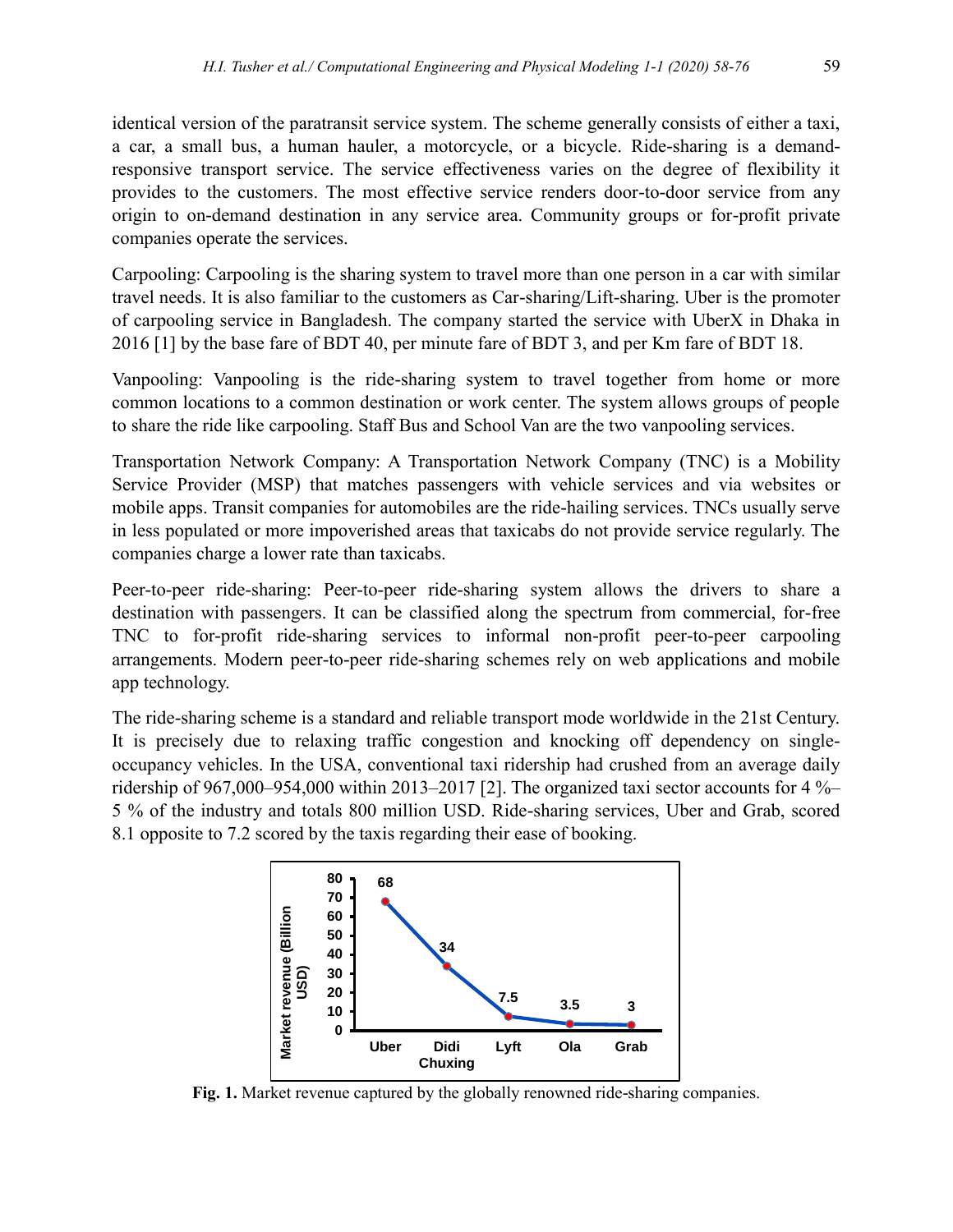identical version of the paratransit service system. The scheme generally consists of either a taxi, a car, a small bus, a human hauler, a motorcycle, or a bicycle. Ride-sharing is a demand-responsive transport service. The service effectiveness varies on the degree of flexibility it provides to the customers. The most effective service renders door-to-door service from any origin to on-demand destination in any service area. Community groups or for-profit private companies operate the services.

Carpooling: Carpooling is the sharing system to travel more than one person in a car with similar travel needs. It is also familiar to the customers as Car-sharing/Lift-sharing. Uber is the promoter of carpooling service in Bangladesh. The company started the service with UberX in Dhaka in 2016 [1] by the base fare of BDT 40, per minute fare of BDT 3, and per Km fare of BDT 18.

Vanpooling: Vanpooling is the ride-sharing system to travel together from home or more common locations to a common destination or work center. The system allows groups of people to share the ride like carpooling. Staff Bus and School Van are the two vanpooling services.

Transportation Network Company: A Transportation Network Company (TNC) is a Mobility Service Provider (MSP) that matches passengers with vehicle services and via websites or mobile apps. Transit companies for automobiles are the ride-hailing services. TNCs usually serve in less populated or more impoverished areas that taxicabs do not provide service regularly. The companies charge a lower rate than taxicabs.

Peer-to-peer ride-sharing: Peer-to-peer ride-sharing system allows the drivers to share a destination with passengers. It can be classified along the spectrum from commercial, for-free TNC to for-profit ride-sharing services to informal non-profit peer-to-peer carpooling arrangements. Modern peer-to-peer ride-sharing schemes rely on web applications and mobile app technology.

The ride-sharing scheme is a standard and reliable transport mode worldwide in the 21st Century. It is precisely due to relaxing traffic congestion and knocking off dependency on single-occupancy vehicles. In the USA, conventional taxi ridership had crushed from an average daily ridership of 967,000–954,000 within 2013–2017 [2]. The organized taxi sector accounts for 4 %–5 % of the industry and totals 800 million USD. Ride-sharing services, Uber and Grab, scored 8.1 opposite to 7.2 scored by the taxis regarding their ease of booking.

| Company | Market revenue (Billion USD) |
|---|---|
| Uber | 68 |
| Didi Chuxing | 34 |
| Lyft | 7.5 |
| Ola | 3.5 |
| Grab | 3 |

**Fig. 1.** Market revenue captured by the globally renowned ride-sharing companies.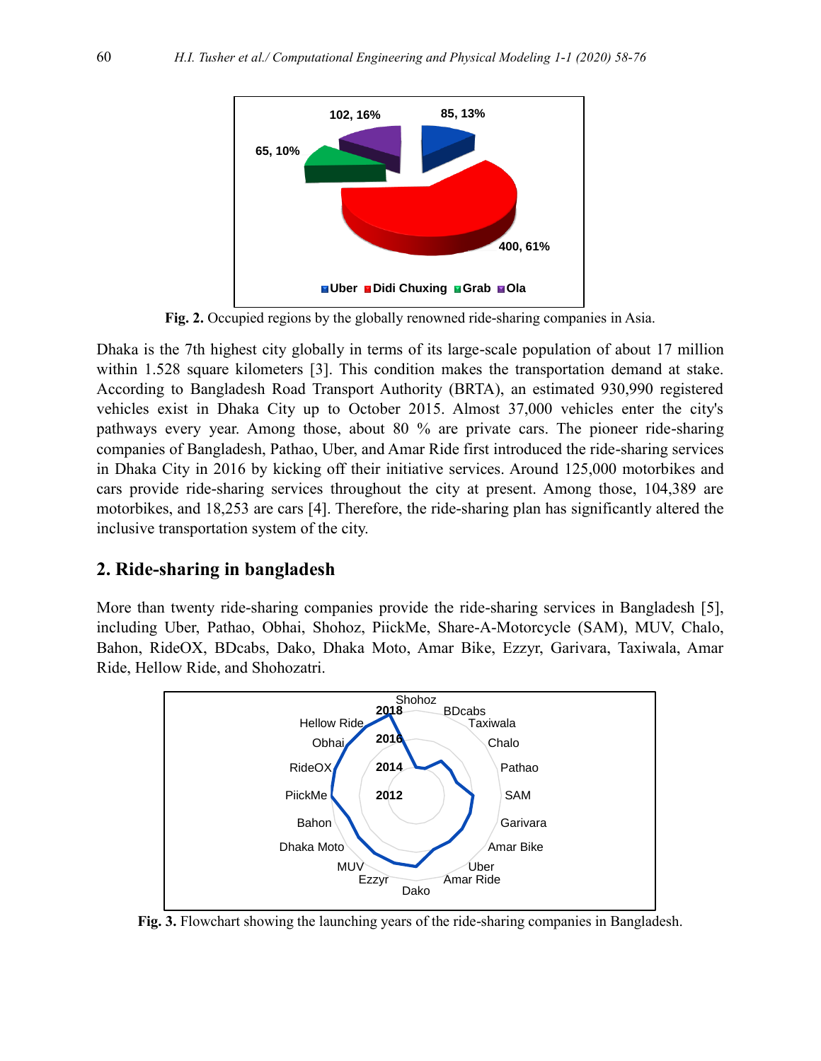Fig. 2. Occupied regions by the globally renowned ride-sharing companies in Asia.

Dhaka is the 7th highest city globally in terms of its large-scale population of about 17 million within 1.528 square kilometers [3]. This condition makes the transportation demand at stake. According to Bangladesh Road Transport Authority (BRTA), an estimated 930,990 registered vehicles exist in Dhaka City up to October 2015. Almost 37,000 vehicles enter the city's pathways every year. Among those, about 80 % are private cars. The pioneer ride-sharing companies of Bangladesh, Pathao, Uber, and Amar Ride first introduced the ride-sharing services in Dhaka City in 2016 by kicking off their initiative services. Around 125,000 motorbikes and cars provide ride-sharing services throughout the city at present. Among those, 104,389 are motorbikes, and 18,253 are cars [4]. Therefore, the ride-sharing plan has significantly altered the inclusive transportation system of the city.

## 2. Ride-sharing in bangladesh

More than twenty ride-sharing companies provide the ride-sharing services in Bangladesh [5], including Uber, Pathao, Obhai, Shohoz, PiickMe, Share-A-Motorcycle (SAM), MUV, Chalo, Bahon, RideOX, BDcabs, Dako, Dhaka Moto, Amar Bike, Ezzyr, Garivara, Taxiwala, Amar Ride, Hellow Ride, and Shohozatri.

Fig. 3. Flowchart showing the launching years of the ride-sharing companies in Bangladesh.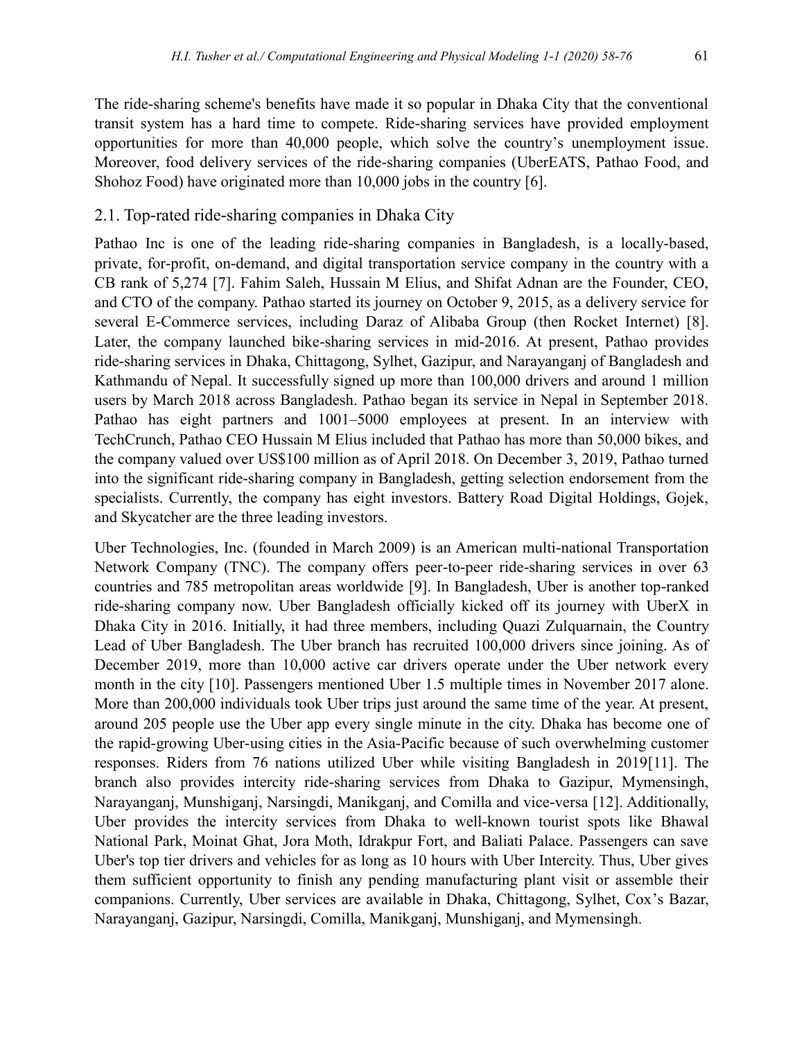The ride-sharing scheme's benefits have made it so popular in Dhaka City that the conventional transit system has a hard time to compete. Ride-sharing services have provided employment opportunities for more than 40,000 people, which solve the country's unemployment issue. Moreover, food delivery services of the ride-sharing companies (UberEATS, Pathao Food, and Shohoz Food) have originated more than 10,000 jobs in the country [6].

## 2.1. Top-rated ride-sharing companies in Dhaka City

Pathao Inc is one of the leading ride-sharing companies in Bangladesh, is a locally-based, private, for-profit, on-demand, and digital transportation service company in the country with a CB rank of 5,274 [7]. Fahim Saleh, Hussain M Elius, and Shifat Adnan are the Founder, CEO, and CTO of the company. Pathao started its journey on October 9, 2015, as a delivery service for several E-Commerce services, including Daraz of Alibaba Group (then Rocket Internet) [8]. Later, the company launched bike-sharing services in mid-2016. At present, Pathao provides ride-sharing services in Dhaka, Chittagong, Sylhet, Gazipur, and Narayanganj of Bangladesh and Kathmandu of Nepal. It successfully signed up more than 100,000 drivers and around 1 million users by March 2018 across Bangladesh. Pathao began its service in Nepal in September 2018. Pathao has eight partners and 1001–5000 employees at present. In an interview with TechCrunch, Pathao CEO Hussain M Elius included that Pathao has more than 50,000 bikes, and the company valued over US$100 million as of April 2018. On December 3, 2019, Pathao turned into the significant ride-sharing company in Bangladesh, getting selection endorsement from the specialists. Currently, the company has eight investors. Battery Road Digital Holdings, Gojek, and Skycatcher are the three leading investors.

Uber Technologies, Inc. (founded in March 2009) is an American multi-national Transportation Network Company (TNC). The company offers peer-to-peer ride-sharing services in over 63 countries and 785 metropolitan areas worldwide [9]. In Bangladesh, Uber is another top-ranked ride-sharing company now. Uber Bangladesh officially kicked off its journey with UberX in Dhaka City in 2016. Initially, it had three members, including Quazi Zulquarnain, the Country Lead of Uber Bangladesh. The Uber branch has recruited 100,000 drivers since joining. As of December 2019, more than 10,000 active car drivers operate under the Uber network every month in the city [10]. Passengers mentioned Uber 1.5 multiple times in November 2017 alone. More than 200,000 individuals took Uber trips just around the same time of the year. At present, around 205 people use the Uber app every single minute in the city. Dhaka has become one of the rapid-growing Uber-using cities in the Asia-Pacific because of such overwhelming customer responses. Riders from 76 nations utilized Uber while visiting Bangladesh in 2019[11]. The branch also provides intercity ride-sharing services from Dhaka to Gazipur, Mymensingh, Narayanganj, Munshiganj, Narsingdi, Manikganj, and Comilla and vice-versa [12]. Additionally, Uber provides the intercity services from Dhaka to well-known tourist spots like Bhawal National Park, Moinat Ghat, Jora Moth, Idrakpur Fort, and Baliati Palace. Passengers can save Uber's top tier drivers and vehicles for as long as 10 hours with Uber Intercity. Thus, Uber gives them sufficient opportunity to finish any pending manufacturing plant visit or assemble their companions. Currently, Uber services are available in Dhaka, Chittagong, Sylhet, Cox's Bazar, Narayanganj, Gazipur, Narsingdi, Comilla, Manikganj, Munshiganj, and Mymensingh.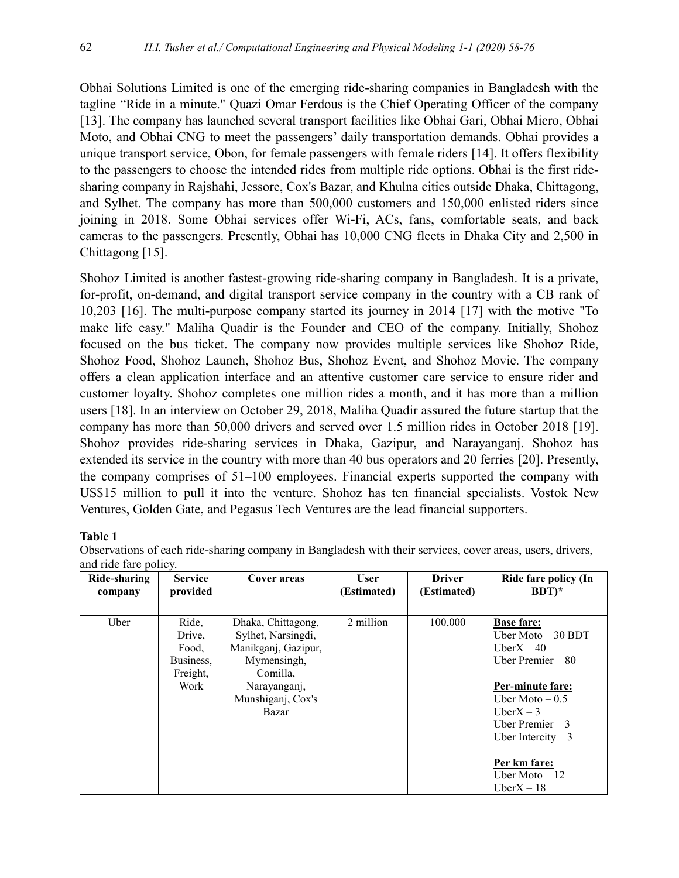Obhai Solutions Limited is one of the emerging ride-sharing companies in Bangladesh with the tagline "Ride in a minute." Quazi Omar Ferdous is the Chief Operating Officer of the company [13]. The company has launched several transport facilities like Obhai Gari, Obhai Micro, Obhai Moto, and Obhai CNG to meet the passengers' daily transportation demands. Obhai provides a unique transport service, Obon, for female passengers with female riders [14]. It offers flexibility to the passengers to choose the intended rides from multiple ride options. Obhai is the first ride-sharing company in Rajshahi, Jessore, Cox's Bazar, and Khulna cities outside Dhaka, Chittagong, and Sylhet. The company has more than 500,000 customers and 150,000 enlisted riders since joining in 2018. Some Obhai services offer Wi-Fi, ACs, fans, comfortable seats, and back cameras to the passengers. Presently, Obhai has 10,000 CNG fleets in Dhaka City and 2,500 in Chittagong [15].

Shohoz Limited is another fastest-growing ride-sharing company in Bangladesh. It is a private, for-profit, on-demand, and digital transport service company in the country with a CB rank of 10,203 [16]. The multi-purpose company started its journey in 2014 [17] with the motive "To make life easy." Maliha Quadir is the Founder and CEO of the company. Initially, Shohoz focused on the bus ticket. The company now provides multiple services like Shohoz Ride, Shohoz Food, Shohoz Launch, Shohoz Bus, Shohoz Event, and Shohoz Movie. The company offers a clean application interface and an attentive customer care service to ensure rider and customer loyalty. Shohoz completes one million rides a month, and it has more than a million users [18]. In an interview on October 29, 2018, Maliha Quadir assured the future startup that the company has more than 50,000 drivers and served over 1.5 million rides in October 2018 [19]. Shohoz provides ride-sharing services in Dhaka, Gazipur, and Narayanganj. Shohoz has extended its service in the country with more than 40 bus operators and 20 ferries [20]. Presently, the company comprises of 51–100 employees. Financial experts supported the company with US$15 million to pull it into the venture. Shohoz has ten financial specialists. Vostok New Ventures, Golden Gate, and Pegasus Tech Ventures are the lead financial supporters.

**Table 1**

Observations of each ride-sharing company in Bangladesh with their services, cover areas, users, drivers, and ride fare policy.

| Ride-sharing company | Service provided | Cover areas | User (Estimated) | Driver (Estimated) | Ride fare policy (In BDT)* |
|---|---|---|---|---|---|
| Uber | Ride, Drive, Food, Business, Freight, Work | Dhaka, Chittagong, Sylhet, Narsingdi, Manikganj, Gazipur, Mymensingh, Comilla, Narayanganj, Munshiganj, Cox's Bazar | 2 million | 100,000 | **Base fare:** Uber Moto – 30 BDT, UberX – 40, Uber Premier – 80; **Per-minute fare:** Uber Moto – 0.5, UberX – 3, Uber Premier – 3, Uber Intercity – 3; **Per km fare:** Uber Moto – 12, UberX – 18 |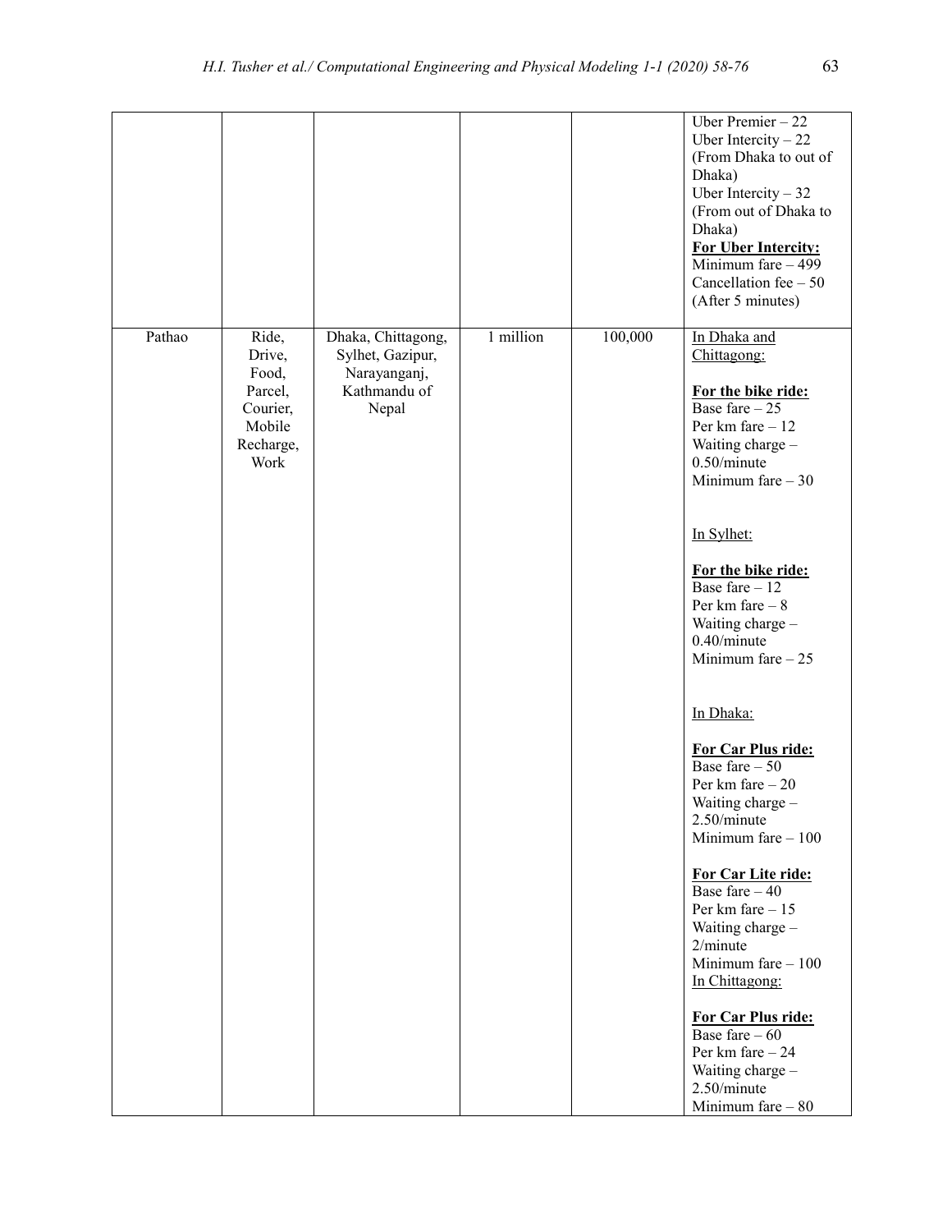| | | | | | |
|---|---|---|---|---|---|
| | | | | | Uber Premier – 22<br>Uber Intercity – 22 (From Dhaka to out of Dhaka)<br>Uber Intercity – 32 (From out of Dhaka to Dhaka)<br>**For Uber Intercity:**<br>Minimum fare – 499<br>Cancellation fee – 50 (After 5 minutes) |
| Pathao | Ride, Drive, Food, Parcel, Courier, Mobile Recharge, Work | Dhaka, Chittagong, Sylhet, Gazipur, Narayanganj, Kathmandu of Nepal | 1 million | 100,000 | In Dhaka and Chittagong:<br><br>**For the bike ride:**<br>Base fare – 25<br>Per km fare – 12<br>Waiting charge – 0.50/minute<br>Minimum fare – 30<br><br>In Sylhet:<br><br>**For the bike ride:**<br>Base fare – 12<br>Per km fare – 8<br>Waiting charge – 0.40/minute<br>Minimum fare – 25<br><br>In Dhaka:<br><br>**For Car Plus ride:**<br>Base fare – 50<br>Per km fare – 20<br>Waiting charge – 2.50/minute<br>Minimum fare – 100<br><br>**For Car Lite ride:**<br>Base fare – 40<br>Per km fare – 15<br>Waiting charge – 2/minute<br>Minimum fare – 100<br>In Chittagong:<br><br>**For Car Plus ride:**<br>Base fare – 60<br>Per km fare – 24<br>Waiting charge – 2.50/minute<br>Minimum fare – 80 |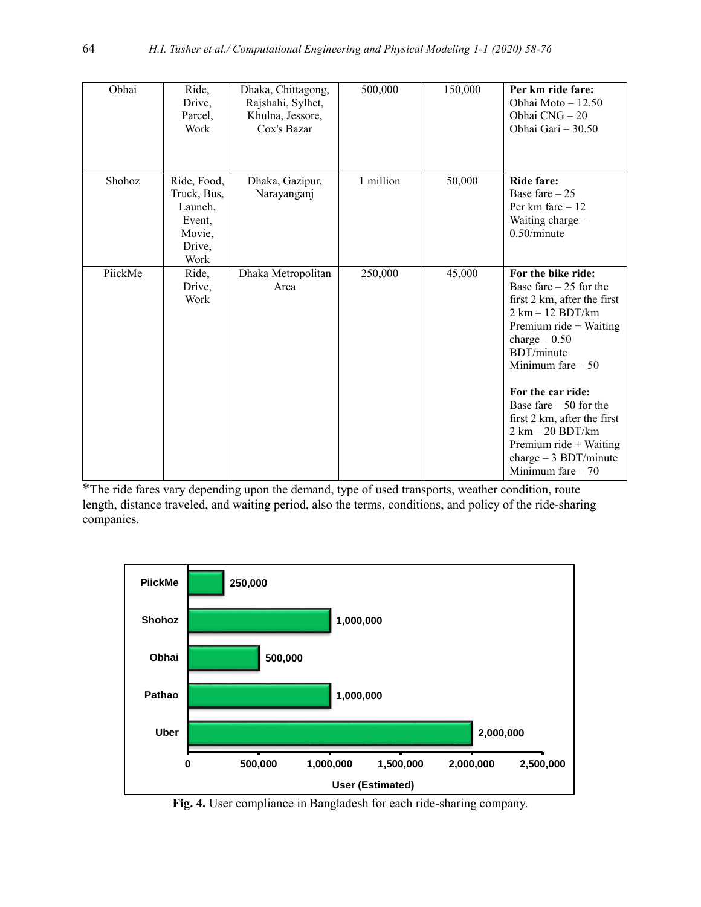| | | | | | |
|---|---|---|---|---|---|
| Obhai | Ride, Drive, Parcel, Work | Dhaka, Chittagong, Rajshahi, Sylhet, Khulna, Jessore, Cox's Bazar | 500,000 | 150,000 | **Per km ride fare:**<br>Obhai Moto – 12.50<br>Obhai CNG – 20<br>Obhai Gari – 30.50 |
| Shohoz | Ride, Food, Truck, Bus, Launch, Event, Movie, Drive, Work | Dhaka, Gazipur, Narayanganj | 1 million | 50,000 | **Ride fare:**<br>Base fare – 25<br>Per km fare – 12<br>Waiting charge – 0.50/minute |
| PiickMe | Ride, Drive, Work | Dhaka Metropolitan Area | 250,000 | 45,000 | **For the bike ride:**<br>Base fare – 25 for the first 2 km, after the first 2 km – 12 BDT/km<br>Premium ride + Waiting charge – 0.50 BDT/minute<br>Minimum fare – 50<br><br>**For the car ride:**<br>Base fare – 50 for the first 2 km, after the first 2 km – 20 BDT/km<br>Premium ride + Waiting charge – 3 BDT/minute<br>Minimum fare – 70 |

*The ride fares vary depending upon the demand, type of used transports, weather condition, route length, distance traveled, and waiting period, also the terms, conditions, and policy of the ride-sharing companies.

| Company | User (Estimated) |
|---|---|
| PiickMe | 250,000 |
| Shohoz | 1,000,000 |
| Obhai | 500,000 |
| Pathao | 1,000,000 |
| Uber | 2,000,000 |

**Fig. 4.** User compliance in Bangladesh for each ride-sharing company.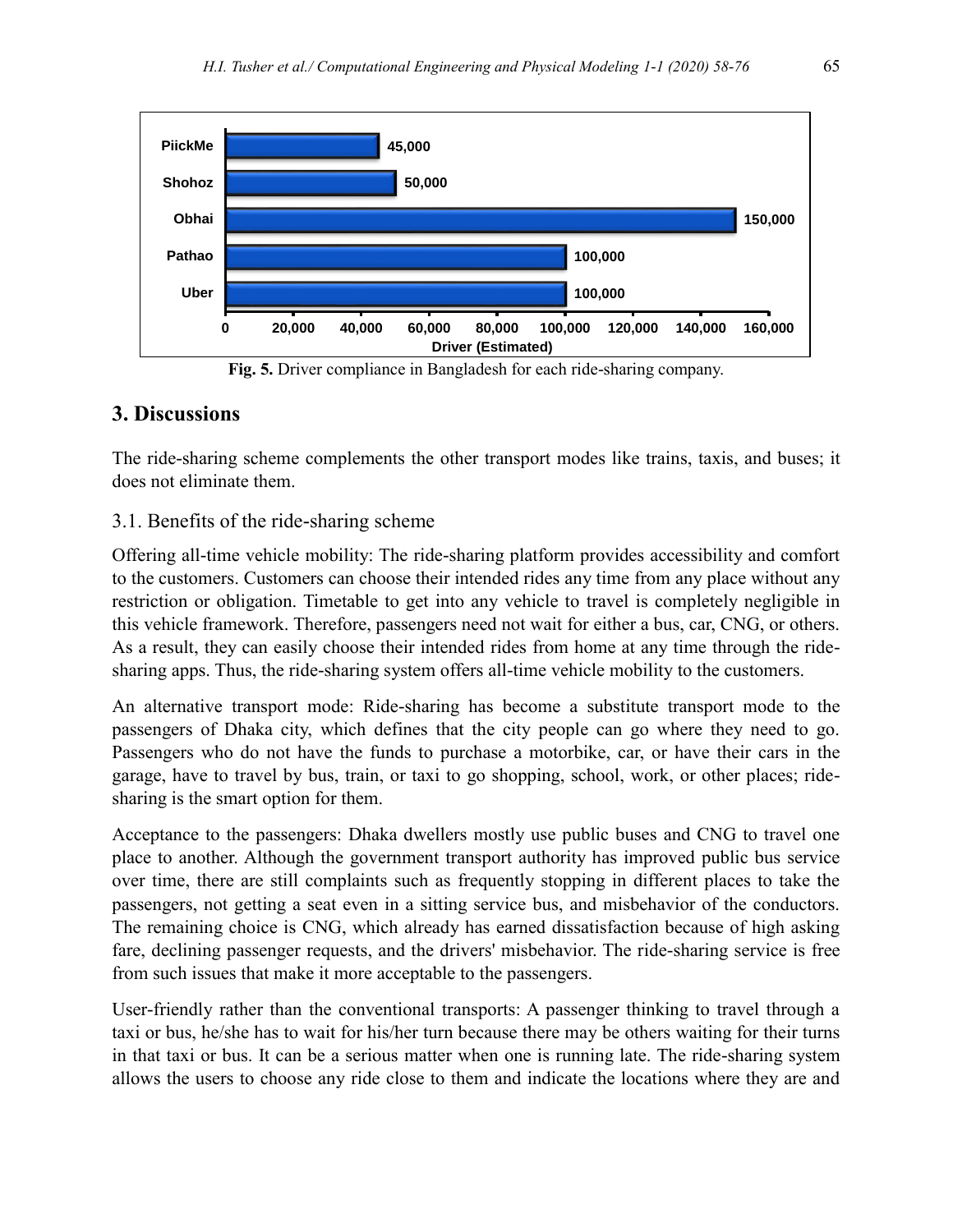| Company | Driver (Estimated) |
| --- | --- |
| PiickMe | 45,000 |
| Shohoz | 50,000 |
| Obhai | 150,000 |
| Pathao | 100,000 |
| Uber | 100,000 |

**Fig. 5.** Driver compliance in Bangladesh for each ride-sharing company.

## 3. Discussions

The ride-sharing scheme complements the other transport modes like trains, taxis, and buses; it does not eliminate them.

### 3.1. Benefits of the ride-sharing scheme

Offering all-time vehicle mobility: The ride-sharing platform provides accessibility and comfort to the customers. Customers can choose their intended rides any time from any place without any restriction or obligation. Timetable to get into any vehicle to travel is completely negligible in this vehicle framework. Therefore, passengers need not wait for either a bus, car, CNG, or others. As a result, they can easily choose their intended rides from home at any time through the ride-sharing apps. Thus, the ride-sharing system offers all-time vehicle mobility to the customers.

An alternative transport mode: Ride-sharing has become a substitute transport mode to the passengers of Dhaka city, which defines that the city people can go where they need to go. Passengers who do not have the funds to purchase a motorbike, car, or have their cars in the garage, have to travel by bus, train, or taxi to go shopping, school, work, or other places; ride-sharing is the smart option for them.

Acceptance to the passengers: Dhaka dwellers mostly use public buses and CNG to travel one place to another. Although the government transport authority has improved public bus service over time, there are still complaints such as frequently stopping in different places to take the passengers, not getting a seat even in a sitting service bus, and misbehavior of the conductors. The remaining choice is CNG, which already has earned dissatisfaction because of high asking fare, declining passenger requests, and the drivers' misbehavior. The ride-sharing service is free from such issues that make it more acceptable to the passengers.

User-friendly rather than the conventional transports: A passenger thinking to travel through a taxi or bus, he/she has to wait for his/her turn because there may be others waiting for their turns in that taxi or bus. It can be a serious matter when one is running late. The ride-sharing system allows the users to choose any ride close to them and indicate the locations where they are and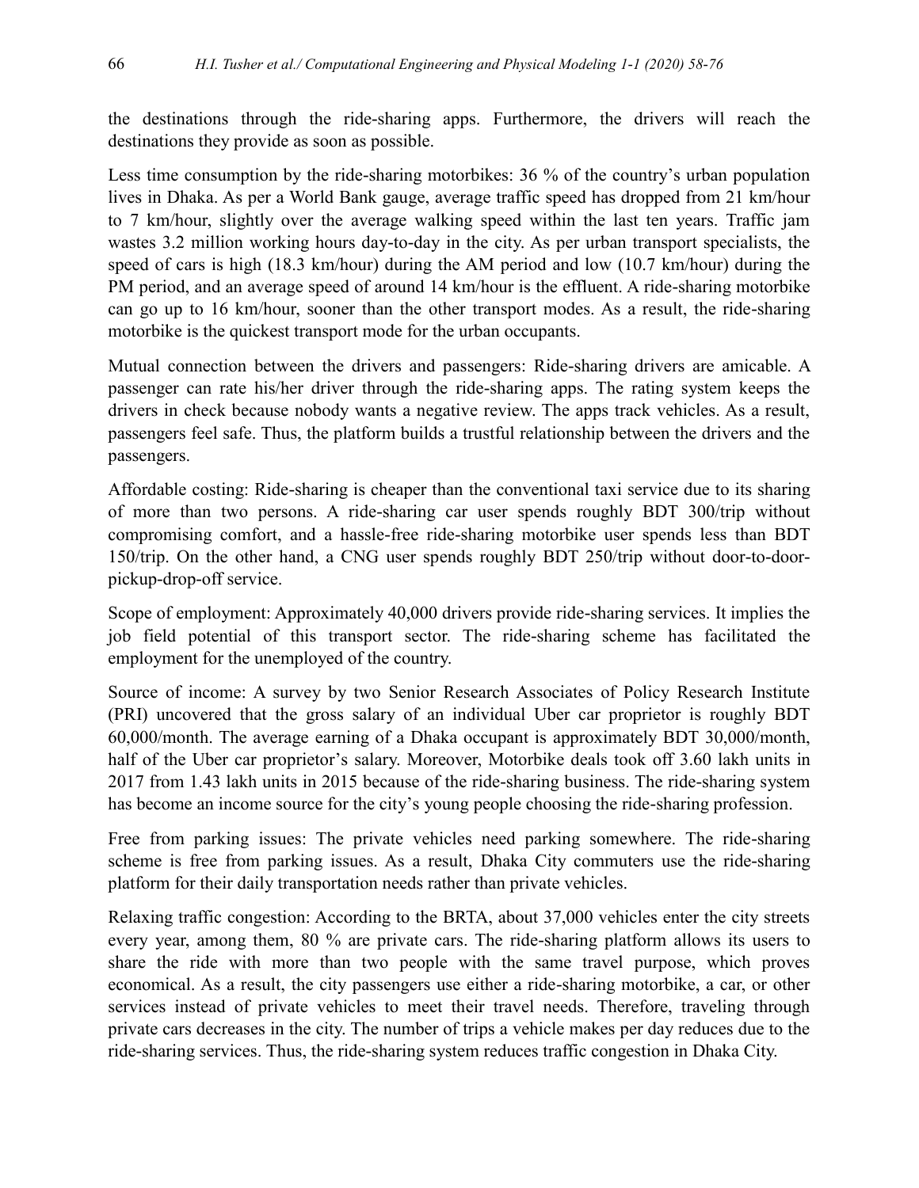the destinations through the ride-sharing apps. Furthermore, the drivers will reach the destinations they provide as soon as possible.

Less time consumption by the ride-sharing motorbikes: 36 % of the country's urban population lives in Dhaka. As per a World Bank gauge, average traffic speed has dropped from 21 km/hour to 7 km/hour, slightly over the average walking speed within the last ten years. Traffic jam wastes 3.2 million working hours day-to-day in the city. As per urban transport specialists, the speed of cars is high (18.3 km/hour) during the AM period and low (10.7 km/hour) during the PM period, and an average speed of around 14 km/hour is the effluent. A ride-sharing motorbike can go up to 16 km/hour, sooner than the other transport modes. As a result, the ride-sharing motorbike is the quickest transport mode for the urban occupants.

Mutual connection between the drivers and passengers: Ride-sharing drivers are amicable. A passenger can rate his/her driver through the ride-sharing apps. The rating system keeps the drivers in check because nobody wants a negative review. The apps track vehicles. As a result, passengers feel safe. Thus, the platform builds a trustful relationship between the drivers and the passengers.

Affordable costing: Ride-sharing is cheaper than the conventional taxi service due to its sharing of more than two persons. A ride-sharing car user spends roughly BDT 300/trip without compromising comfort, and a hassle-free ride-sharing motorbike user spends less than BDT 150/trip. On the other hand, a CNG user spends roughly BDT 250/trip without door-to-door-pickup-drop-off service.

Scope of employment: Approximately 40,000 drivers provide ride-sharing services. It implies the job field potential of this transport sector. The ride-sharing scheme has facilitated the employment for the unemployed of the country.

Source of income: A survey by two Senior Research Associates of Policy Research Institute (PRI) uncovered that the gross salary of an individual Uber car proprietor is roughly BDT 60,000/month. The average earning of a Dhaka occupant is approximately BDT 30,000/month, half of the Uber car proprietor's salary. Moreover, Motorbike deals took off 3.60 lakh units in 2017 from 1.43 lakh units in 2015 because of the ride-sharing business. The ride-sharing system has become an income source for the city's young people choosing the ride-sharing profession.

Free from parking issues: The private vehicles need parking somewhere. The ride-sharing scheme is free from parking issues. As a result, Dhaka City commuters use the ride-sharing platform for their daily transportation needs rather than private vehicles.

Relaxing traffic congestion: According to the BRTA, about 37,000 vehicles enter the city streets every year, among them, 80 % are private cars. The ride-sharing platform allows its users to share the ride with more than two people with the same travel purpose, which proves economical. As a result, the city passengers use either a ride-sharing motorbike, a car, or other services instead of private vehicles to meet their travel needs. Therefore, traveling through private cars decreases in the city. The number of trips a vehicle makes per day reduces due to the ride-sharing services. Thus, the ride-sharing system reduces traffic congestion in Dhaka City.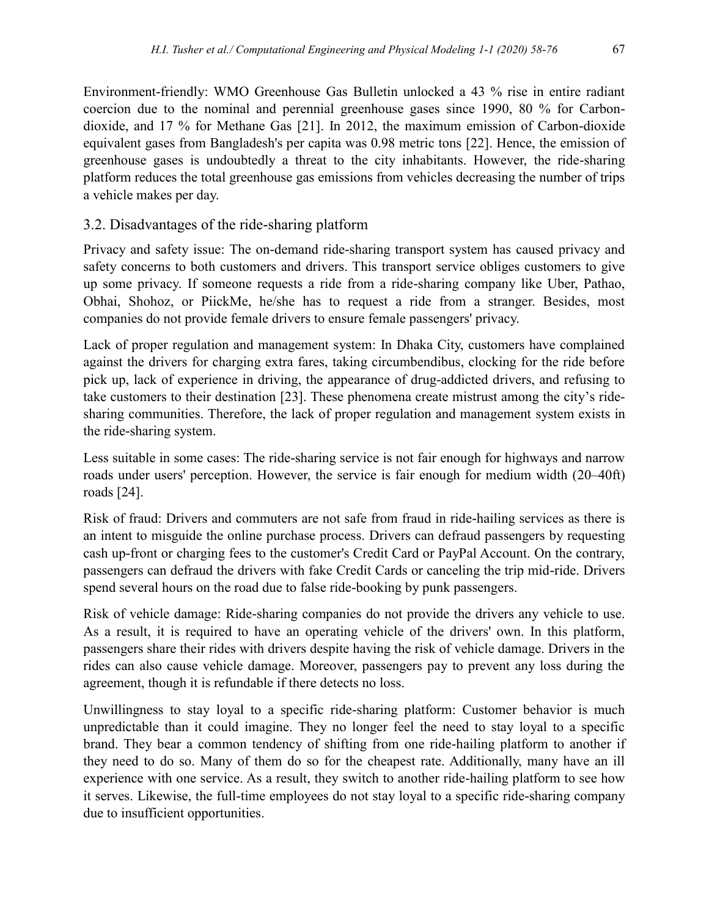Environment-friendly: WMO Greenhouse Gas Bulletin unlocked a 43 % rise in entire radiant coercion due to the nominal and perennial greenhouse gases since 1990, 80 % for Carbon-dioxide, and 17 % for Methane Gas [21]. In 2012, the maximum emission of Carbon-dioxide equivalent gases from Bangladesh's per capita was 0.98 metric tons [22]. Hence, the emission of greenhouse gases is undoubtedly a threat to the city inhabitants. However, the ride-sharing platform reduces the total greenhouse gas emissions from vehicles decreasing the number of trips a vehicle makes per day.

## 3.2. Disadvantages of the ride-sharing platform

Privacy and safety issue: The on-demand ride-sharing transport system has caused privacy and safety concerns to both customers and drivers. This transport service obliges customers to give up some privacy. If someone requests a ride from a ride-sharing company like Uber, Pathao, Obhai, Shohoz, or PiickMe, he/she has to request a ride from a stranger. Besides, most companies do not provide female drivers to ensure female passengers' privacy.

Lack of proper regulation and management system: In Dhaka City, customers have complained against the drivers for charging extra fares, taking circumbendibus, clocking for the ride before pick up, lack of experience in driving, the appearance of drug-addicted drivers, and refusing to take customers to their destination [23]. These phenomena create mistrust among the city's ride-sharing communities. Therefore, the lack of proper regulation and management system exists in the ride-sharing system.

Less suitable in some cases: The ride-sharing service is not fair enough for highways and narrow roads under users' perception. However, the service is fair enough for medium width (20–40ft) roads [24].

Risk of fraud: Drivers and commuters are not safe from fraud in ride-hailing services as there is an intent to misguide the online purchase process. Drivers can defraud passengers by requesting cash up-front or charging fees to the customer's Credit Card or PayPal Account. On the contrary, passengers can defraud the drivers with fake Credit Cards or canceling the trip mid-ride. Drivers spend several hours on the road due to false ride-booking by punk passengers.

Risk of vehicle damage: Ride-sharing companies do not provide the drivers any vehicle to use. As a result, it is required to have an operating vehicle of the drivers' own. In this platform, passengers share their rides with drivers despite having the risk of vehicle damage. Drivers in the rides can also cause vehicle damage. Moreover, passengers pay to prevent any loss during the agreement, though it is refundable if there detects no loss.

Unwillingness to stay loyal to a specific ride-sharing platform: Customer behavior is much unpredictable than it could imagine. They no longer feel the need to stay loyal to a specific brand. They bear a common tendency of shifting from one ride-hailing platform to another if they need to do so. Many of them do so for the cheapest rate. Additionally, many have an ill experience with one service. As a result, they switch to another ride-hailing platform to see how it serves. Likewise, the full-time employees do not stay loyal to a specific ride-sharing company due to insufficient opportunities.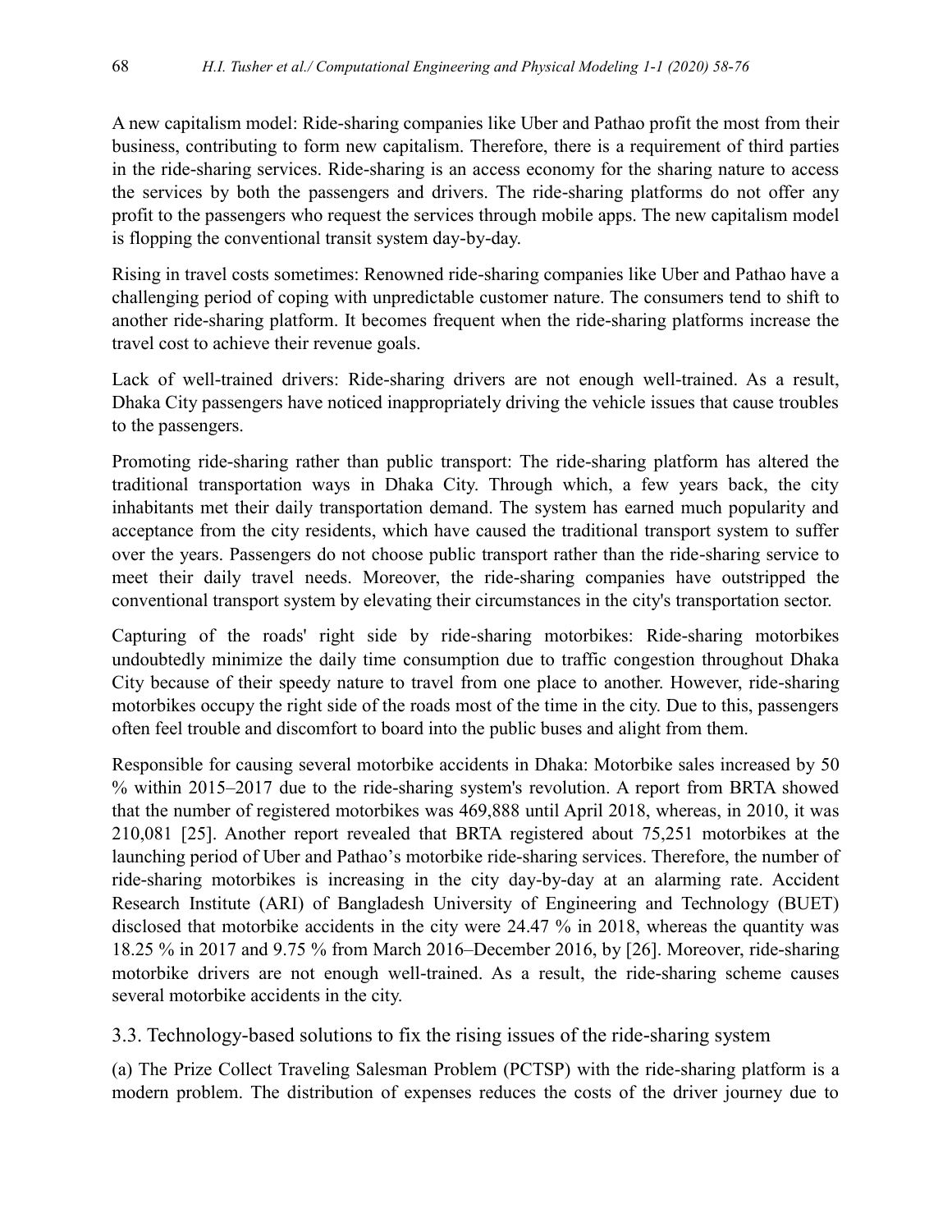A new capitalism model: Ride-sharing companies like Uber and Pathao profit the most from their business, contributing to form new capitalism. Therefore, there is a requirement of third parties in the ride-sharing services. Ride-sharing is an access economy for the sharing nature to access the services by both the passengers and drivers. The ride-sharing platforms do not offer any profit to the passengers who request the services through mobile apps. The new capitalism model is flopping the conventional transit system day-by-day.

Rising in travel costs sometimes: Renowned ride-sharing companies like Uber and Pathao have a challenging period of coping with unpredictable customer nature. The consumers tend to shift to another ride-sharing platform. It becomes frequent when the ride-sharing platforms increase the travel cost to achieve their revenue goals.

Lack of well-trained drivers: Ride-sharing drivers are not enough well-trained. As a result, Dhaka City passengers have noticed inappropriately driving the vehicle issues that cause troubles to the passengers.

Promoting ride-sharing rather than public transport: The ride-sharing platform has altered the traditional transportation ways in Dhaka City. Through which, a few years back, the city inhabitants met their daily transportation demand. The system has earned much popularity and acceptance from the city residents, which have caused the traditional transport system to suffer over the years. Passengers do not choose public transport rather than the ride-sharing service to meet their daily travel needs. Moreover, the ride-sharing companies have outstripped the conventional transport system by elevating their circumstances in the city's transportation sector.

Capturing of the roads' right side by ride-sharing motorbikes: Ride-sharing motorbikes undoubtedly minimize the daily time consumption due to traffic congestion throughout Dhaka City because of their speedy nature to travel from one place to another. However, ride-sharing motorbikes occupy the right side of the roads most of the time in the city. Due to this, passengers often feel trouble and discomfort to board into the public buses and alight from them.

Responsible for causing several motorbike accidents in Dhaka: Motorbike sales increased by 50 % within 2015–2017 due to the ride-sharing system's revolution. A report from BRTA showed that the number of registered motorbikes was 469,888 until April 2018, whereas, in 2010, it was 210,081 [25]. Another report revealed that BRTA registered about 75,251 motorbikes at the launching period of Uber and Pathao's motorbike ride-sharing services. Therefore, the number of ride-sharing motorbikes is increasing in the city day-by-day at an alarming rate. Accident Research Institute (ARI) of Bangladesh University of Engineering and Technology (BUET) disclosed that motorbike accidents in the city were 24.47 % in 2018, whereas the quantity was 18.25 % in 2017 and 9.75 % from March 2016–December 2016, by [26]. Moreover, ride-sharing motorbike drivers are not enough well-trained. As a result, the ride-sharing scheme causes several motorbike accidents in the city.

### 3.3. Technology-based solutions to fix the rising issues of the ride-sharing system

(a) The Prize Collect Traveling Salesman Problem (PCTSP) with the ride-sharing platform is a modern problem. The distribution of expenses reduces the costs of the driver journey due to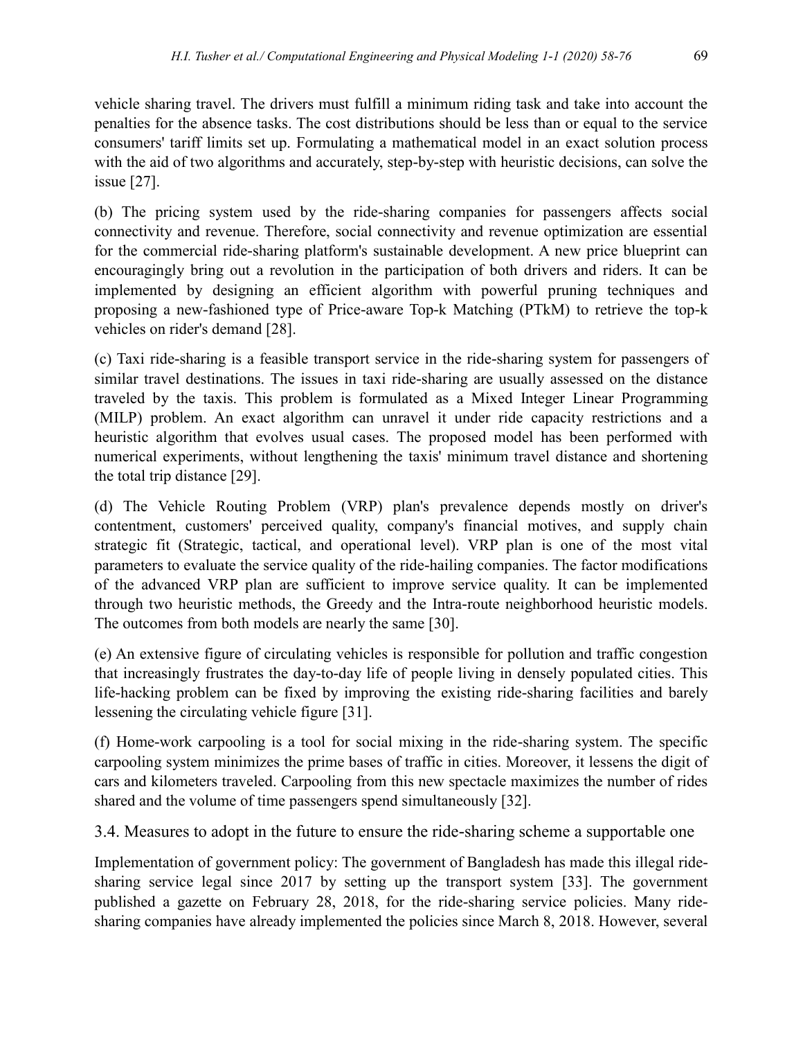vehicle sharing travel. The drivers must fulfill a minimum riding task and take into account the penalties for the absence tasks. The cost distributions should be less than or equal to the service consumers' tariff limits set up. Formulating a mathematical model in an exact solution process with the aid of two algorithms and accurately, step-by-step with heuristic decisions, can solve the issue [27].

(b) The pricing system used by the ride-sharing companies for passengers affects social connectivity and revenue. Therefore, social connectivity and revenue optimization are essential for the commercial ride-sharing platform's sustainable development. A new price blueprint can encouragingly bring out a revolution in the participation of both drivers and riders. It can be implemented by designing an efficient algorithm with powerful pruning techniques and proposing a new-fashioned type of Price-aware Top-k Matching (PTkM) to retrieve the top-k vehicles on rider's demand [28].

(c) Taxi ride-sharing is a feasible transport service in the ride-sharing system for passengers of similar travel destinations. The issues in taxi ride-sharing are usually assessed on the distance traveled by the taxis. This problem is formulated as a Mixed Integer Linear Programming (MILP) problem. An exact algorithm can unravel it under ride capacity restrictions and a heuristic algorithm that evolves usual cases. The proposed model has been performed with numerical experiments, without lengthening the taxis' minimum travel distance and shortening the total trip distance [29].

(d) The Vehicle Routing Problem (VRP) plan's prevalence depends mostly on driver's contentment, customers' perceived quality, company's financial motives, and supply chain strategic fit (Strategic, tactical, and operational level). VRP plan is one of the most vital parameters to evaluate the service quality of the ride-hailing companies. The factor modifications of the advanced VRP plan are sufficient to improve service quality. It can be implemented through two heuristic methods, the Greedy and the Intra-route neighborhood heuristic models. The outcomes from both models are nearly the same [30].

(e) An extensive figure of circulating vehicles is responsible for pollution and traffic congestion that increasingly frustrates the day-to-day life of people living in densely populated cities. This life-hacking problem can be fixed by improving the existing ride-sharing facilities and barely lessening the circulating vehicle figure [31].

(f) Home-work carpooling is a tool for social mixing in the ride-sharing system. The specific carpooling system minimizes the prime bases of traffic in cities. Moreover, it lessens the digit of cars and kilometers traveled. Carpooling from this new spectacle maximizes the number of rides shared and the volume of time passengers spend simultaneously [32].

### 3.4. Measures to adopt in the future to ensure the ride-sharing scheme a supportable one

Implementation of government policy: The government of Bangladesh has made this illegal ride-sharing service legal since 2017 by setting up the transport system [33]. The government published a gazette on February 28, 2018, for the ride-sharing service policies. Many ride-sharing companies have already implemented the policies since March 8, 2018. However, several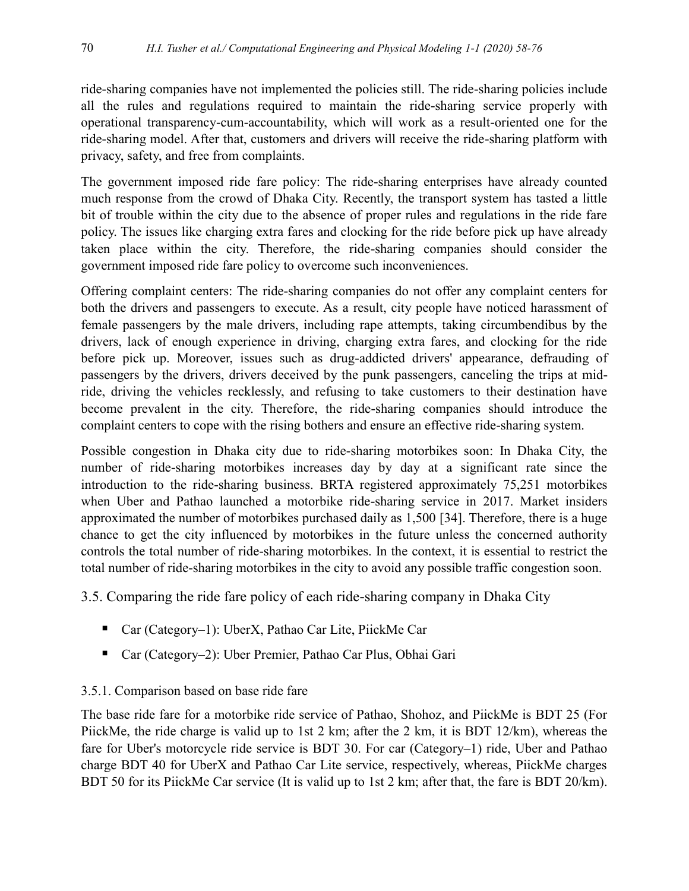ride-sharing companies have not implemented the policies still. The ride-sharing policies include all the rules and regulations required to maintain the ride-sharing service properly with operational transparency-cum-accountability, which will work as a result-oriented one for the ride-sharing model. After that, customers and drivers will receive the ride-sharing platform with privacy, safety, and free from complaints.

The government imposed ride fare policy: The ride-sharing enterprises have already counted much response from the crowd of Dhaka City. Recently, the transport system has tasted a little bit of trouble within the city due to the absence of proper rules and regulations in the ride fare policy. The issues like charging extra fares and clocking for the ride before pick up have already taken place within the city. Therefore, the ride-sharing companies should consider the government imposed ride fare policy to overcome such inconveniences.

Offering complaint centers: The ride-sharing companies do not offer any complaint centers for both the drivers and passengers to execute. As a result, city people have noticed harassment of female passengers by the male drivers, including rape attempts, taking circumbendibus by the drivers, lack of enough experience in driving, charging extra fares, and clocking for the ride before pick up. Moreover, issues such as drug-addicted drivers' appearance, defrauding of passengers by the drivers, drivers deceived by the punk passengers, canceling the trips at mid-ride, driving the vehicles recklessly, and refusing to take customers to their destination have become prevalent in the city. Therefore, the ride-sharing companies should introduce the complaint centers to cope with the rising bothers and ensure an effective ride-sharing system.

Possible congestion in Dhaka city due to ride-sharing motorbikes soon: In Dhaka City, the number of ride-sharing motorbikes increases day by day at a significant rate since the introduction to the ride-sharing business. BRTA registered approximately 75,251 motorbikes when Uber and Pathao launched a motorbike ride-sharing service in 2017. Market insiders approximated the number of motorbikes purchased daily as 1,500 [34]. Therefore, there is a huge chance to get the city influenced by motorbikes in the future unless the concerned authority controls the total number of ride-sharing motorbikes. In the context, it is essential to restrict the total number of ride-sharing motorbikes in the city to avoid any possible traffic congestion soon.

## 3.5. Comparing the ride fare policy of each ride-sharing company in Dhaka City

- Car (Category–1): UberX, Pathao Car Lite, PiickMe Car
- Car (Category–2): Uber Premier, Pathao Car Plus, Obhai Gari

### 3.5.1. Comparison based on base ride fare

The base ride fare for a motorbike ride service of Pathao, Shohoz, and PiickMe is BDT 25 (For PiickMe, the ride charge is valid up to 1st 2 km; after the 2 km, it is BDT 12/km), whereas the fare for Uber's motorcycle ride service is BDT 30. For car (Category–1) ride, Uber and Pathao charge BDT 40 for UberX and Pathao Car Lite service, respectively, whereas, PiickMe charges BDT 50 for its PiickMe Car service (It is valid up to 1st 2 km; after that, the fare is BDT 20/km).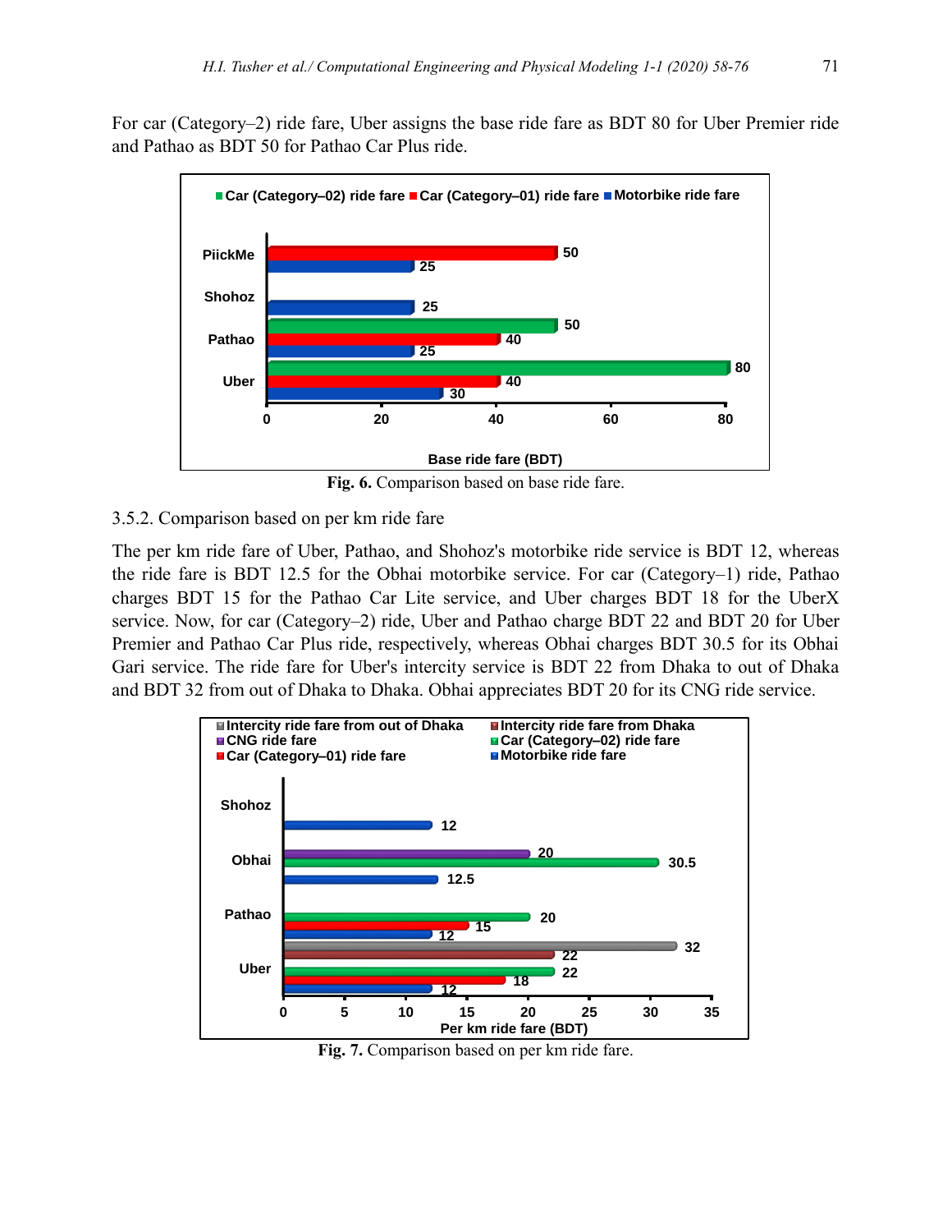For car (Category–2) ride fare, Uber assigns the base ride fare as BDT 80 for Uber Premier ride and Pathao as BDT 50 for Pathao Car Plus ride.

**Fig. 6.** Comparison based on base ride fare.

3.5.2. Comparison based on per km ride fare

The per km ride fare of Uber, Pathao, and Shohoz's motorbike ride service is BDT 12, whereas the ride fare is BDT 12.5 for the Obhai motorbike service. For car (Category–1) ride, Pathao charges BDT 15 for the Pathao Car Lite service, and Uber charges BDT 18 for the UberX service. Now, for car (Category–2) ride, Uber and Pathao charge BDT 22 and BDT 20 for Uber Premier and Pathao Car Plus ride, respectively, whereas Obhai charges BDT 30.5 for its Obhai Gari service. The ride fare for Uber's intercity service is BDT 22 from Dhaka to out of Dhaka and BDT 32 from out of Dhaka to Dhaka. Obhai appreciates BDT 20 for its CNG ride service.

**Fig. 7.** Comparison based on per km ride fare.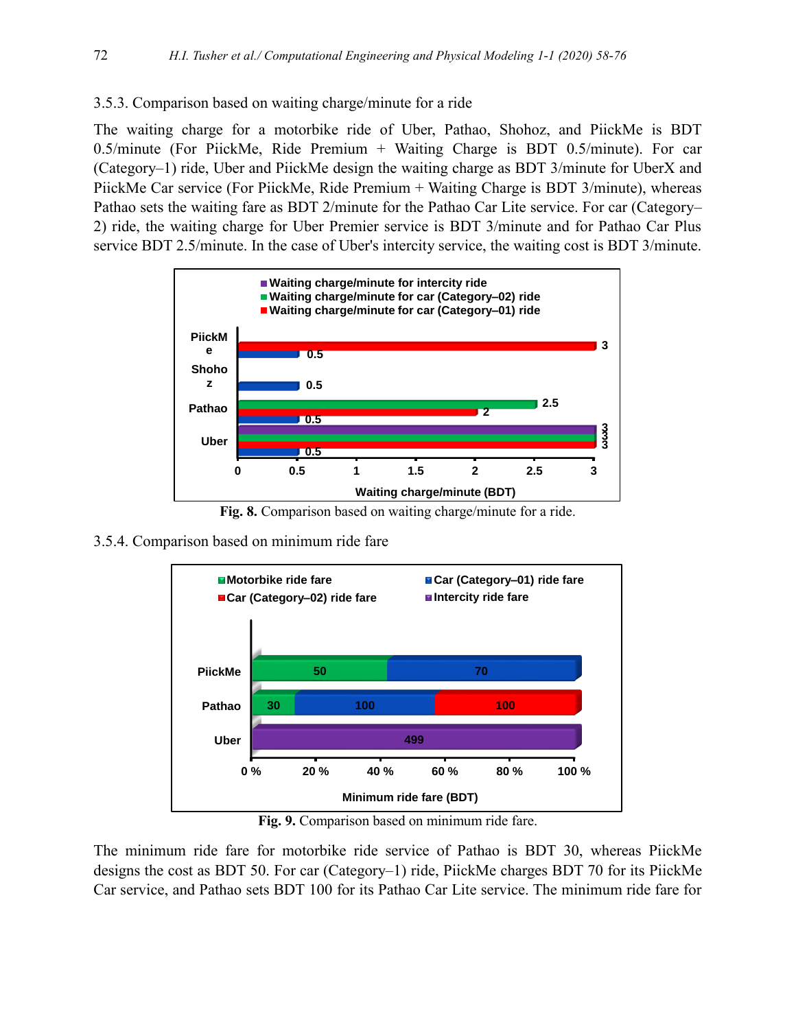3.5.3. Comparison based on waiting charge/minute for a ride

The waiting charge for a motorbike ride of Uber, Pathao, Shohoz, and PiickMe is BDT 0.5/minute (For PiickMe, Ride Premium + Waiting Charge is BDT 0.5/minute). For car (Category–1) ride, Uber and PiickMe design the waiting charge as BDT 3/minute for UberX and PiickMe Car service (For PiickMe, Ride Premium + Waiting Charge is BDT 3/minute), whereas Pathao sets the waiting fare as BDT 2/minute for the Pathao Car Lite service. For car (Category–2) ride, the waiting charge for Uber Premier service is BDT 3/minute and for Pathao Car Plus service BDT 2.5/minute. In the case of Uber's intercity service, the waiting cost is BDT 3/minute.

**Fig. 8.** Comparison based on waiting charge/minute for a ride.

3.5.4. Comparison based on minimum ride fare

**Fig. 9.** Comparison based on minimum ride fare.

The minimum ride fare for motorbike ride service of Pathao is BDT 30, whereas PiickMe designs the cost as BDT 50. For car (Category–1) ride, PiickMe charges BDT 70 for its PiickMe Car service, and Pathao sets BDT 100 for its Pathao Car Lite service. The minimum ride fare for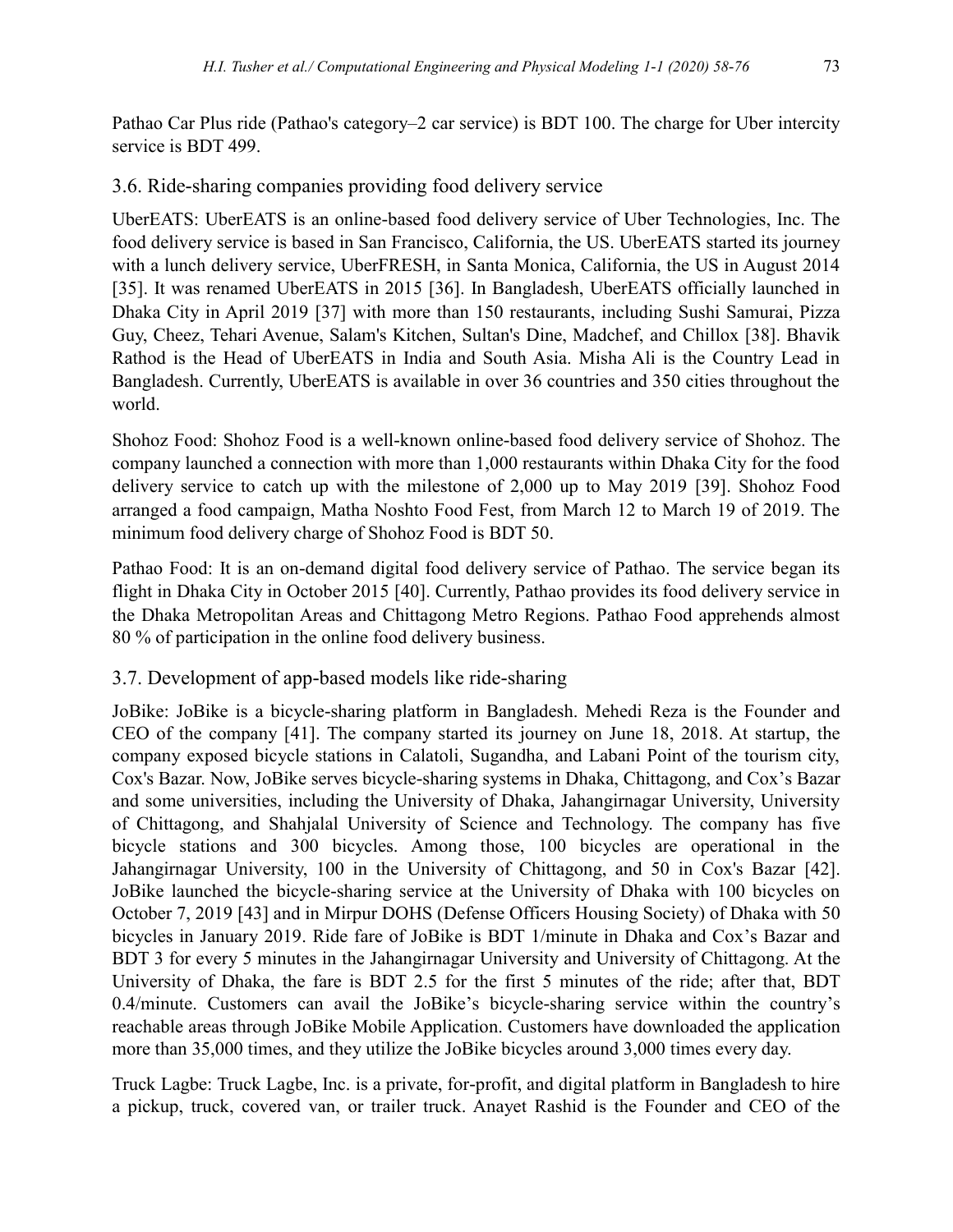Pathao Car Plus ride (Pathao's category–2 car service) is BDT 100. The charge for Uber intercity service is BDT 499.

### 3.6. Ride-sharing companies providing food delivery service

UberEATS: UberEATS is an online-based food delivery service of Uber Technologies, Inc. The food delivery service is based in San Francisco, California, the US. UberEATS started its journey with a lunch delivery service, UberFRESH, in Santa Monica, California, the US in August 2014 [35]. It was renamed UberEATS in 2015 [36]. In Bangladesh, UberEATS officially launched in Dhaka City in April 2019 [37] with more than 150 restaurants, including Sushi Samurai, Pizza Guy, Cheez, Tehari Avenue, Salam's Kitchen, Sultan's Dine, Madchef, and Chillox [38]. Bhavik Rathod is the Head of UberEATS in India and South Asia. Misha Ali is the Country Lead in Bangladesh. Currently, UberEATS is available in over 36 countries and 350 cities throughout the world.

Shohoz Food: Shohoz Food is a well-known online-based food delivery service of Shohoz. The company launched a connection with more than 1,000 restaurants within Dhaka City for the food delivery service to catch up with the milestone of 2,000 up to May 2019 [39]. Shohoz Food arranged a food campaign, Matha Noshto Food Fest, from March 12 to March 19 of 2019. The minimum food delivery charge of Shohoz Food is BDT 50.

Pathao Food: It is an on-demand digital food delivery service of Pathao. The service began its flight in Dhaka City in October 2015 [40]. Currently, Pathao provides its food delivery service in the Dhaka Metropolitan Areas and Chittagong Metro Regions. Pathao Food apprehends almost 80 % of participation in the online food delivery business.

### 3.7. Development of app-based models like ride-sharing

JoBike: JoBike is a bicycle-sharing platform in Bangladesh. Mehedi Reza is the Founder and CEO of the company [41]. The company started its journey on June 18, 2018. At startup, the company exposed bicycle stations in Calatoli, Sugandha, and Labani Point of the tourism city, Cox's Bazar. Now, JoBike serves bicycle-sharing systems in Dhaka, Chittagong, and Cox's Bazar and some universities, including the University of Dhaka, Jahangirnagar University, University of Chittagong, and Shahjalal University of Science and Technology. The company has five bicycle stations and 300 bicycles. Among those, 100 bicycles are operational in the Jahangirnagar University, 100 in the University of Chittagong, and 50 in Cox's Bazar [42]. JoBike launched the bicycle-sharing service at the University of Dhaka with 100 bicycles on October 7, 2019 [43] and in Mirpur DOHS (Defense Officers Housing Society) of Dhaka with 50 bicycles in January 2019. Ride fare of JoBike is BDT 1/minute in Dhaka and Cox's Bazar and BDT 3 for every 5 minutes in the Jahangirnagar University and University of Chittagong. At the University of Dhaka, the fare is BDT 2.5 for the first 5 minutes of the ride; after that, BDT 0.4/minute. Customers can avail the JoBike's bicycle-sharing service within the country's reachable areas through JoBike Mobile Application. Customers have downloaded the application more than 35,000 times, and they utilize the JoBike bicycles around 3,000 times every day.

Truck Lagbe: Truck Lagbe, Inc. is a private, for-profit, and digital platform in Bangladesh to hire a pickup, truck, covered van, or trailer truck. Anayet Rashid is the Founder and CEO of the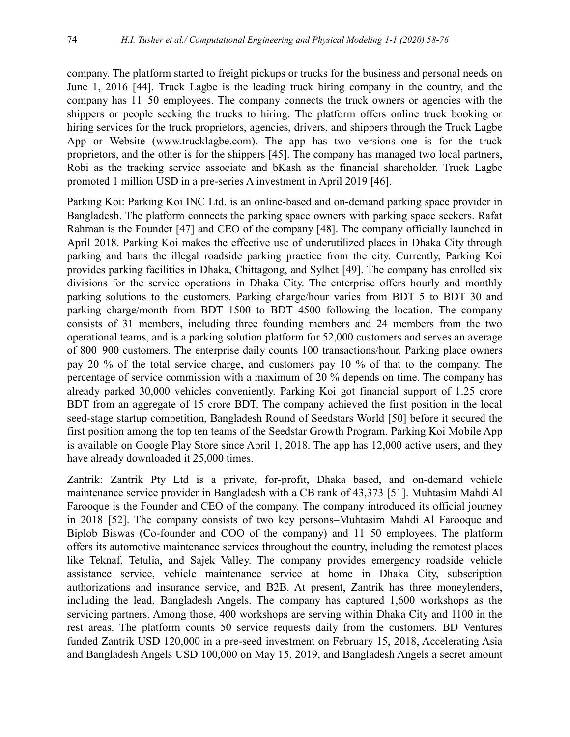company. The platform started to freight pickups or trucks for the business and personal needs on June 1, 2016 [44]. Truck Lagbe is the leading truck hiring company in the country, and the company has 11–50 employees. The company connects the truck owners or agencies with the shippers or people seeking the trucks to hiring. The platform offers online truck booking or hiring services for the truck proprietors, agencies, drivers, and shippers through the Truck Lagbe App or Website (www.trucklagbe.com). The app has two versions–one is for the truck proprietors, and the other is for the shippers [45]. The company has managed two local partners, Robi as the tracking service associate and bKash as the financial shareholder. Truck Lagbe promoted 1 million USD in a pre-series A investment in April 2019 [46].

Parking Koi: Parking Koi INC Ltd. is an online-based and on-demand parking space provider in Bangladesh. The platform connects the parking space owners with parking space seekers. Rafat Rahman is the Founder [47] and CEO of the company [48]. The company officially launched in April 2018. Parking Koi makes the effective use of underutilized places in Dhaka City through parking and bans the illegal roadside parking practice from the city. Currently, Parking Koi provides parking facilities in Dhaka, Chittagong, and Sylhet [49]. The company has enrolled six divisions for the service operations in Dhaka City. The enterprise offers hourly and monthly parking solutions to the customers. Parking charge/hour varies from BDT 5 to BDT 30 and parking charge/month from BDT 1500 to BDT 4500 following the location. The company consists of 31 members, including three founding members and 24 members from the two operational teams, and is a parking solution platform for 52,000 customers and serves an average of 800–900 customers. The enterprise daily counts 100 transactions/hour. Parking place owners pay 20 % of the total service charge, and customers pay 10 % of that to the company. The percentage of service commission with a maximum of 20 % depends on time. The company has already parked 30,000 vehicles conveniently. Parking Koi got financial support of 1.25 crore BDT from an aggregate of 15 crore BDT. The company achieved the first position in the local seed-stage startup competition, Bangladesh Round of Seedstars World [50] before it secured the first position among the top ten teams of the Seedstar Growth Program. Parking Koi Mobile App is available on Google Play Store since April 1, 2018. The app has 12,000 active users, and they have already downloaded it 25,000 times.

Zantrik: Zantrik Pty Ltd is a private, for-profit, Dhaka based, and on-demand vehicle maintenance service provider in Bangladesh with a CB rank of 43,373 [51]. Muhtasim Mahdi Al Farooque is the Founder and CEO of the company. The company introduced its official journey in 2018 [52]. The company consists of two key persons–Muhtasim Mahdi Al Farooque and Biplob Biswas (Co-founder and COO of the company) and 11–50 employees. The platform offers its automotive maintenance services throughout the country, including the remotest places like Teknaf, Tetulia, and Sajek Valley. The company provides emergency roadside vehicle assistance service, vehicle maintenance service at home in Dhaka City, subscription authorizations and insurance service, and B2B. At present, Zantrik has three moneylenders, including the lead, Bangladesh Angels. The company has captured 1,600 workshops as the servicing partners. Among those, 400 workshops are serving within Dhaka City and 1100 in the rest areas. The platform counts 50 service requests daily from the customers. BD Ventures funded Zantrik USD 120,000 in a pre-seed investment on February 15, 2018, Accelerating Asia and Bangladesh Angels USD 100,000 on May 15, 2019, and Bangladesh Angels a secret amount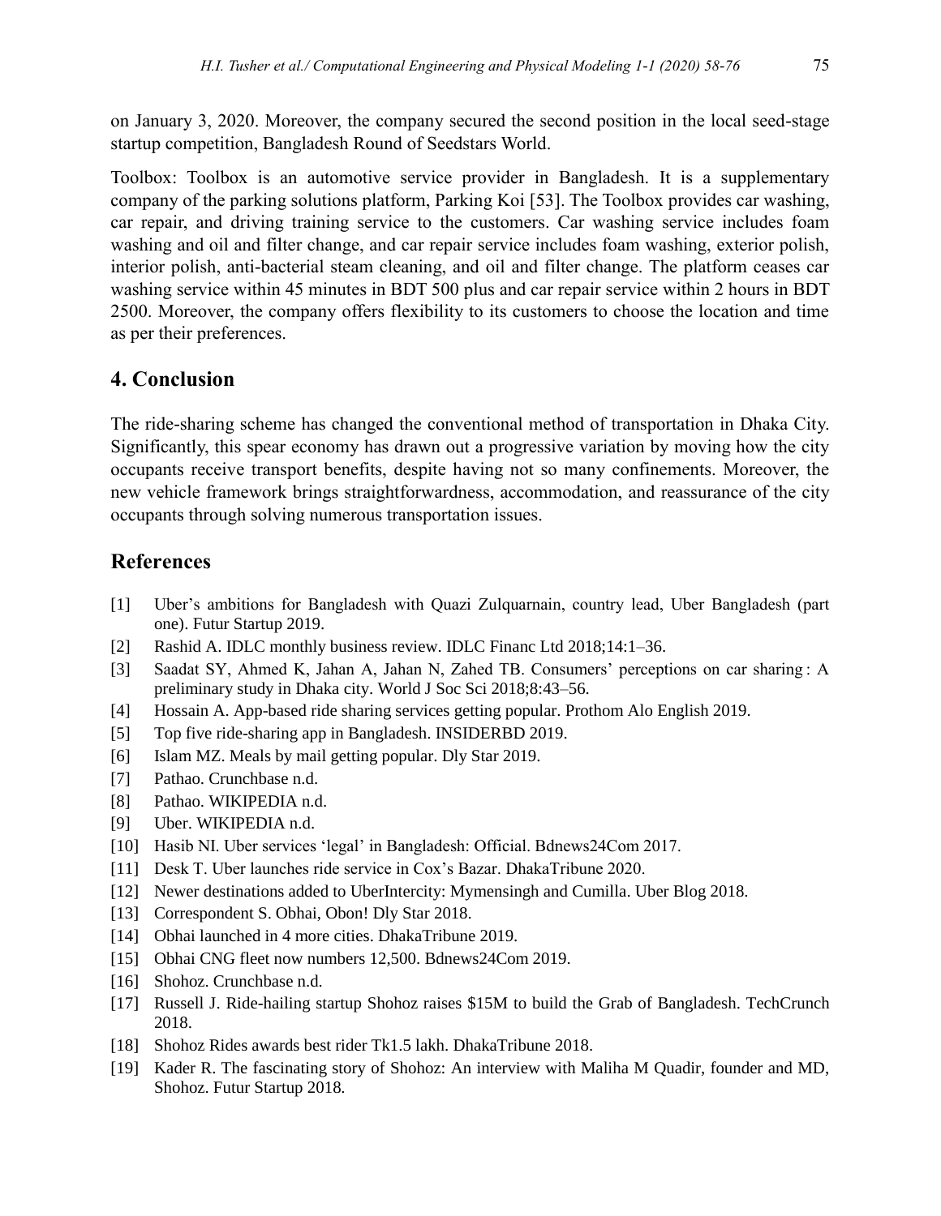on January 3, 2020. Moreover, the company secured the second position in the local seed-stage startup competition, Bangladesh Round of Seedstars World.

Toolbox: Toolbox is an automotive service provider in Bangladesh. It is a supplementary company of the parking solutions platform, Parking Koi [53]. The Toolbox provides car washing, car repair, and driving training service to the customers. Car washing service includes foam washing and oil and filter change, and car repair service includes foam washing, exterior polish, interior polish, anti-bacterial steam cleaning, and oil and filter change. The platform ceases car washing service within 45 minutes in BDT 500 plus and car repair service within 2 hours in BDT 2500. Moreover, the company offers flexibility to its customers to choose the location and time as per their preferences.

## 4. Conclusion

The ride-sharing scheme has changed the conventional method of transportation in Dhaka City. Significantly, this spear economy has drawn out a progressive variation by moving how the city occupants receive transport benefits, despite having not so many confinements. Moreover, the new vehicle framework brings straightforwardness, accommodation, and reassurance of the city occupants through solving numerous transportation issues.

## References

[1] Uber's ambitions for Bangladesh with Quazi Zulquarnain, country lead, Uber Bangladesh (part one). Futur Startup 2019.

[2] Rashid A. IDLC monthly business review. IDLC Financ Ltd 2018;14:1–36.

[3] Saadat SY, Ahmed K, Jahan A, Jahan N, Zahed TB. Consumers' perceptions on car sharing : A preliminary study in Dhaka city. World J Soc Sci 2018;8:43–56.

[4] Hossain A. App-based ride sharing services getting popular. Prothom Alo English 2019.

[5] Top five ride-sharing app in Bangladesh. INSIDERBD 2019.

[6] Islam MZ. Meals by mail getting popular. Dly Star 2019.

[7] Pathao. Crunchbase n.d.

[8] Pathao. WIKIPEDIA n.d.

[9] Uber. WIKIPEDIA n.d.

[10] Hasib NI. Uber services 'legal' in Bangladesh: Official. Bdnews24Com 2017.

[11] Desk T. Uber launches ride service in Cox's Bazar. DhakaTribune 2020.

[12] Newer destinations added to UberIntercity: Mymensingh and Cumilla. Uber Blog 2018.

[13] Correspondent S. Obhai, Obon! Dly Star 2018.

[14] Obhai launched in 4 more cities. DhakaTribune 2019.

[15] Obhai CNG fleet now numbers 12,500. Bdnews24Com 2019.

[16] Shohoz. Crunchbase n.d.

[17] Russell J. Ride-hailing startup Shohoz raises $15M to build the Grab of Bangladesh. TechCrunch 2018.

[18] Shohoz Rides awards best rider Tk1.5 lakh. DhakaTribune 2018.

[19] Kader R. The fascinating story of Shohoz: An interview with Maliha M Quadir, founder and MD, Shohoz. Futur Startup 2018.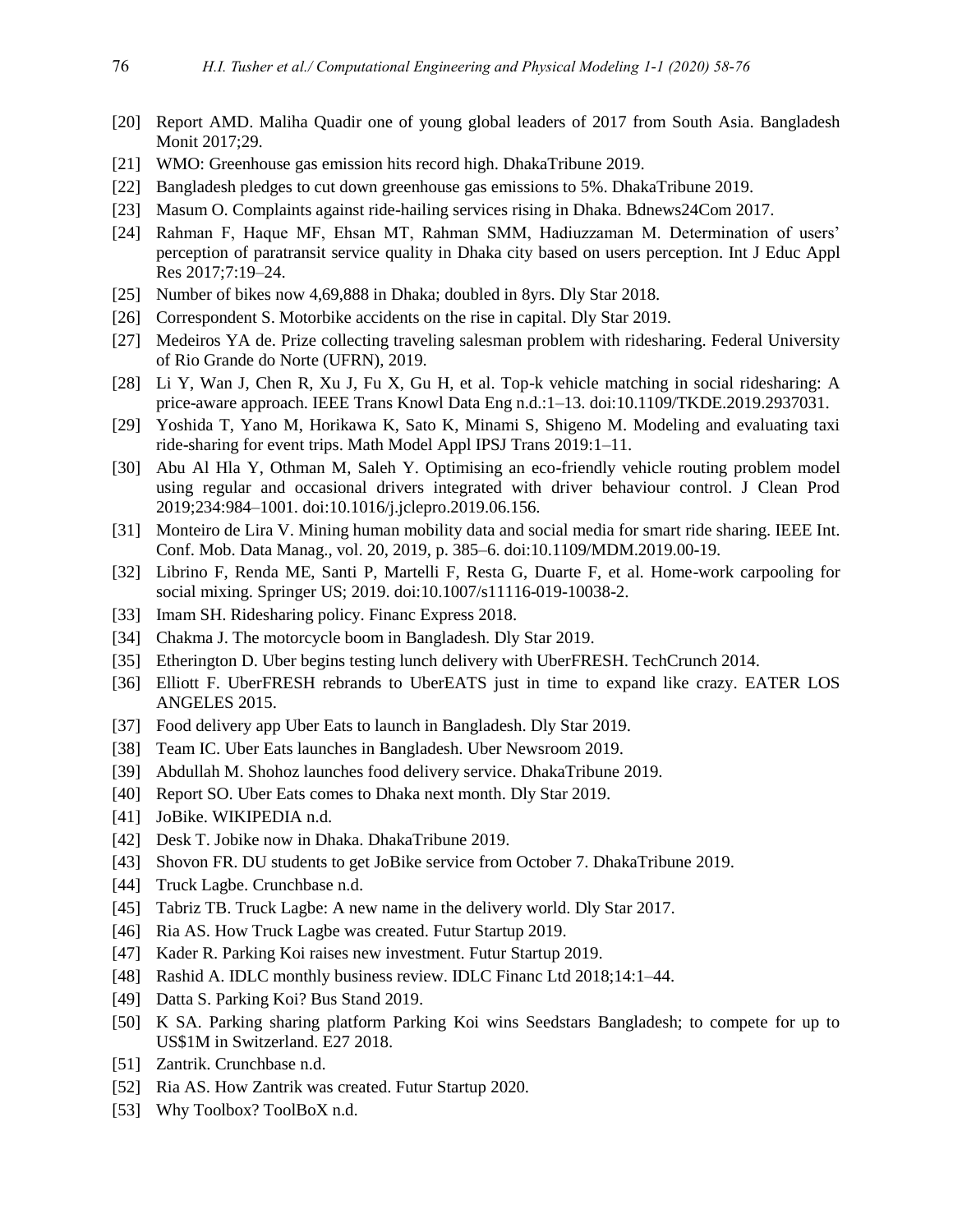[20] Report AMD. Maliha Quadir one of young global leaders of 2017 from South Asia. Bangladesh Monit 2017;29.

[21] WMO: Greenhouse gas emission hits record high. DhakaTribune 2019.

[22] Bangladesh pledges to cut down greenhouse gas emissions to 5%. DhakaTribune 2019.

[23] Masum O. Complaints against ride-hailing services rising in Dhaka. Bdnews24Com 2017.

[24] Rahman F, Haque MF, Ehsan MT, Rahman SMM, Hadiuzzaman M. Determination of users' perception of paratransit service quality in Dhaka city based on users perception. Int J Educ Appl Res 2017;7:19–24.

[25] Number of bikes now 4,69,888 in Dhaka; doubled in 8yrs. Dly Star 2018.

[26] Correspondent S. Motorbike accidents on the rise in capital. Dly Star 2019.

[27] Medeiros YA de. Prize collecting traveling salesman problem with ridesharing. Federal University of Rio Grande do Norte (UFRN), 2019.

[28] Li Y, Wan J, Chen R, Xu J, Fu X, Gu H, et al. Top-k vehicle matching in social ridesharing: A price-aware approach. IEEE Trans Knowl Data Eng n.d.:1–13. doi:10.1109/TKDE.2019.2937031.

[29] Yoshida T, Yano M, Horikawa K, Sato K, Minami S, Shigeno M. Modeling and evaluating taxi ride-sharing for event trips. Math Model Appl IPSJ Trans 2019:1–11.

[30] Abu Al Hla Y, Othman M, Saleh Y. Optimising an eco-friendly vehicle routing problem model using regular and occasional drivers integrated with driver behaviour control. J Clean Prod 2019;234:984–1001. doi:10.1016/j.jclepro.2019.06.156.

[31] Monteiro de Lira V. Mining human mobility data and social media for smart ride sharing. IEEE Int. Conf. Mob. Data Manag., vol. 20, 2019, p. 385–6. doi:10.1109/MDM.2019.00-19.

[32] Librino F, Renda ME, Santi P, Martelli F, Resta G, Duarte F, et al. Home-work carpooling for social mixing. Springer US; 2019. doi:10.1007/s11116-019-10038-2.

[33] Imam SH. Ridesharing policy. Financ Express 2018.

[34] Chakma J. The motorcycle boom in Bangladesh. Dly Star 2019.

[35] Etherington D. Uber begins testing lunch delivery with UberFRESH. TechCrunch 2014.

[36] Elliott F. UberFRESH rebrands to UberEATS just in time to expand like crazy. EATER LOS ANGELES 2015.

[37] Food delivery app Uber Eats to launch in Bangladesh. Dly Star 2019.

[38] Team IC. Uber Eats launches in Bangladesh. Uber Newsroom 2019.

[39] Abdullah M. Shohoz launches food delivery service. DhakaTribune 2019.

[40] Report SO. Uber Eats comes to Dhaka next month. Dly Star 2019.

[41] JoBike. WIKIPEDIA n.d.

[42] Desk T. Jobike now in Dhaka. DhakaTribune 2019.

[43] Shovon FR. DU students to get JoBike service from October 7. DhakaTribune 2019.

[44] Truck Lagbe. Crunchbase n.d.

[45] Tabriz TB. Truck Lagbe: A new name in the delivery world. Dly Star 2017.

[46] Ria AS. How Truck Lagbe was created. Futur Startup 2019.

[47] Kader R. Parking Koi raises new investment. Futur Startup 2019.

[48] Rashid A. IDLC monthly business review. IDLC Financ Ltd 2018;14:1–44.

[49] Datta S. Parking Koi? Bus Stand 2019.

[50] K SA. Parking sharing platform Parking Koi wins Seedstars Bangladesh; to compete for up to US$1M in Switzerland. E27 2018.

[51] Zantrik. Crunchbase n.d.

[52] Ria AS. How Zantrik was created. Futur Startup 2020.

[53] Why Toolbox? ToolBoX n.d.